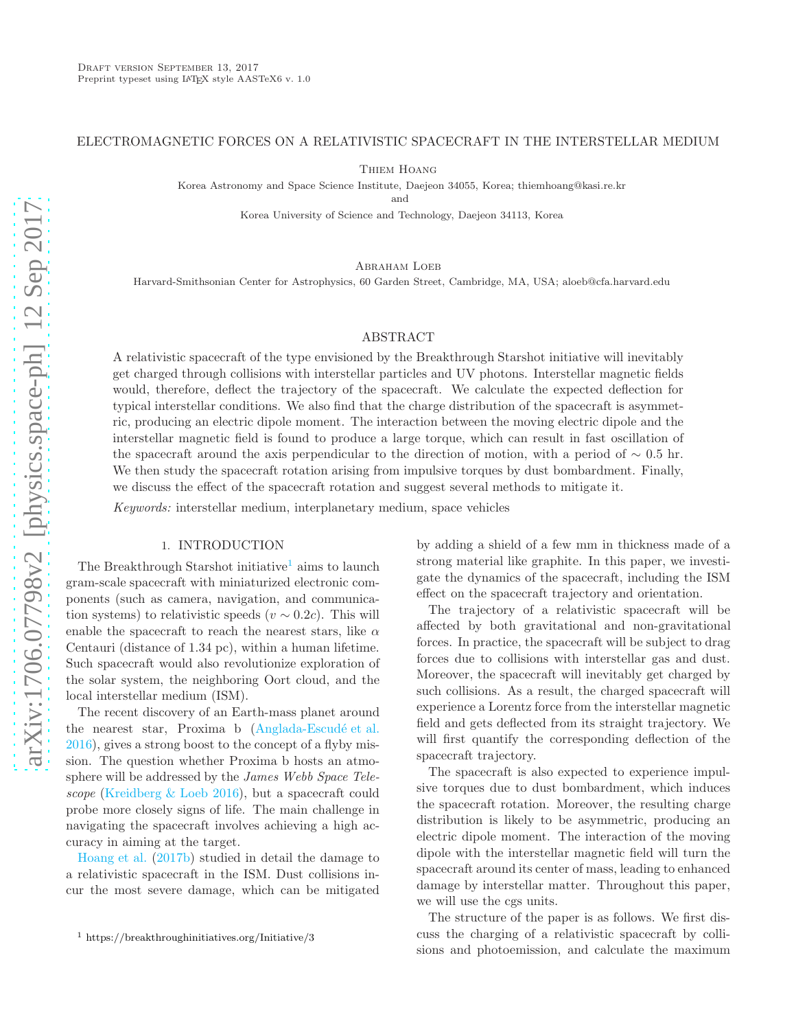Draft version September 13, 2017
Preprint typeset using LaTeX style AASTeX6 v. 1.0

# ELECTROMAGNETIC FORCES ON A RELATIVISTIC SPACECRAFT IN THE INTERSTELLAR MEDIUM

Thiem Hoang

Korea Astronomy and Space Science Institute, Daejeon 34055, Korea; thiemhoang@kasi.re.kr

and

Korea University of Science and Technology, Daejeon 34113, Korea

Abraham Loeb

Harvard-Smithsonian Center for Astrophysics, 60 Garden Street, Cambridge, MA, USA; aloeb@cfa.harvard.edu

## ABSTRACT

A relativistic spacecraft of the type envisioned by the Breakthrough Starshot initiative will inevitably get charged through collisions with interstellar particles and UV photons. Interstellar magnetic fields would, therefore, deflect the trajectory of the spacecraft. We calculate the expected deflection for typical interstellar conditions. We also find that the charge distribution of the spacecraft is asymmetric, producing an electric dipole moment. The interaction between the moving electric dipole and the interstellar magnetic field is found to produce a large torque, which can result in fast oscillation of the spacecraft around the axis perpendicular to the direction of motion, with a period of $\sim 0.5$ hr. We then study the spacecraft rotation arising from impulsive torques by dust bombardment. Finally, we discuss the effect of the spacecraft rotation and suggest several methods to mitigate it.

*Keywords:* interstellar medium, interplanetary medium, space vehicles

## 1. INTRODUCTION

The Breakthrough Starshot initiative[1] aims to launch gram-scale spacecraft with miniaturized electronic components (such as camera, navigation, and communication systems) to relativistic speeds ($v \sim 0.2c$). This will enable the spacecraft to reach the nearest stars, like $\alpha$ Centauri (distance of 1.34 pc), within a human lifetime. Such spacecraft would also revolutionize exploration of the solar system, the neighboring Oort cloud, and the local interstellar medium (ISM).

The recent discovery of an Earth-mass planet around the nearest star, Proxima b (Anglada-Escudé et al. 2016), gives a strong boost to the concept of a flyby mission. The question whether Proxima b hosts an atmosphere will be addressed by the *James Webb Space Telescope* (Kreidberg & Loeb 2016), but a spacecraft could probe more closely signs of life. The main challenge in navigating the spacecraft involves achieving a high accuracy in aiming at the target.

Hoang et al. (2017b) studied in detail the damage to a relativistic spacecraft in the ISM. Dust collisions incur the most severe damage, which can be mitigated by adding a shield of a few mm in thickness made of a strong material like graphite. In this paper, we investigate the dynamics of the spacecraft, including the ISM effect on the spacecraft trajectory and orientation.

The trajectory of a relativistic spacecraft will be affected by both gravitational and non-gravitational forces. In practice, the spacecraft will be subject to drag forces due to collisions with interstellar gas and dust. Moreover, the spacecraft will inevitably get charged by such collisions. As a result, the charged spacecraft will experience a Lorentz force from the interstellar magnetic field and gets deflected from its straight trajectory. We will first quantify the corresponding deflection of the spacecraft trajectory.

The spacecraft is also expected to experience impulsive torques due to dust bombardment, which induces the spacecraft rotation. Moreover, the resulting charge distribution is likely to be asymmetric, producing an electric dipole moment. The interaction of the moving dipole with the interstellar magnetic field will turn the spacecraft around its center of mass, leading to enhanced damage by interstellar matter. Throughout this paper, we will use the cgs units.

The structure of the paper is as follows. We first discuss the charging of a relativistic spacecraft by collisions and photoemission, and calculate the maximum

[1] https://breakthroughinitiatives.org/Initiative/3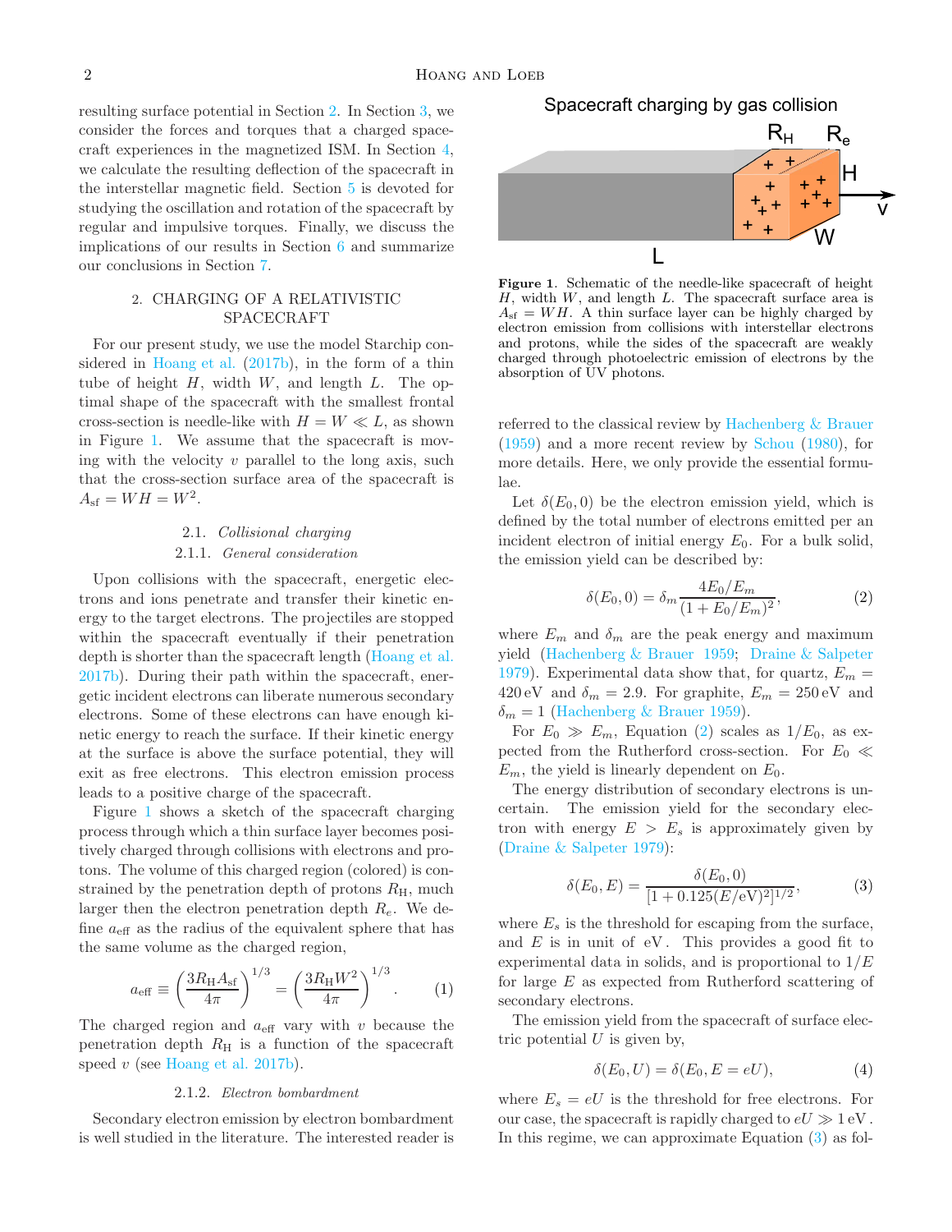resulting surface potential in Section 2. In Section 3, we consider the forces and torques that a charged spacecraft experiences in the magnetized ISM. In Section 4, we calculate the resulting deflection of the spacecraft in the interstellar magnetic field. Section 5 is devoted for studying the oscillation and rotation of the spacecraft by regular and impulsive torques. Finally, we discuss the implications of our results in Section 6 and summarize our conclusions in Section 7.

## 2. CHARGING OF A RELATIVISTIC SPACECRAFT

For our present study, we use the model Starchip considered in Hoang et al. (2017b), in the form of a thin tube of height $H$, width $W$, and length $L$. The optimal shape of the spacecraft with the smallest frontal cross-section is needle-like with $H = W \ll L$, as shown in Figure 1. We assume that the spacecraft is moving with the velocity $v$ parallel to the long axis, such that the cross-section surface area of the spacecraft is $A_{\rm sf} = WH = W^2$.

### 2.1. *Collisional charging*

#### 2.1.1. *General consideration*

Upon collisions with the spacecraft, energetic electrons and ions penetrate and transfer their kinetic energy to the target electrons. The projectiles are stopped within the spacecraft eventually if their penetration depth is shorter than the spacecraft length (Hoang et al. 2017b). During their path within the spacecraft, energetic incident electrons can liberate numerous secondary electrons. Some of these electrons can have enough kinetic energy to reach the surface. If their kinetic energy at the surface is above the surface potential, they will exit as free electrons. This electron emission process leads to a positive charge of the spacecraft.

Figure 1 shows a sketch of the spacecraft charging process through which a thin surface layer becomes positively charged through collisions with electrons and protons. The volume of this charged region (colored) is constrained by the penetration depth of protons $R_{\rm H}$, much larger then the electron penetration depth $R_e$. We define $a_{\rm eff}$ as the radius of the equivalent sphere that has the same volume as the charged region,

$$a_{\rm eff} \equiv \left(\frac{3R_{\rm H}A_{\rm sf}}{4\pi}\right)^{1/3} = \left(\frac{3R_{\rm H}W^2}{4\pi}\right)^{1/3}. \quad (1)$$

The charged region and $a_{\rm eff}$ vary with $v$ because the penetration depth $R_{\rm H}$ is a function of the spacecraft speed $v$ (see Hoang et al. 2017b).

#### 2.1.2. *Electron bombardment*

Secondary electron emission by electron bombardment is well studied in the literature. The interested reader is referred to the classical review by Hachenberg & Brauer (1959) and a more recent review by Schou (1980), for more details. Here, we only provide the essential formulae.

Spacecraft charging by gas collision

**Figure 1**. Schematic of the needle-like spacecraft of height $H$, width $W$, and length $L$. The spacecraft surface area is $A_{\rm sf} = WH$. A thin surface layer can be highly charged by electron emission from collisions with interstellar electrons and protons, while the sides of the spacecraft are weakly charged through photoelectric emission of electrons by the absorption of UV photons.

Let $\delta(E_0, 0)$ be the electron emission yield, which is defined by the total number of electrons emitted per an incident electron of initial energy $E_0$. For a bulk solid, the emission yield can be described by:

$$\delta(E_0, 0) = \delta_m \frac{4E_0/E_m}{(1 + E_0/E_m)^2}, \quad (2)$$

where $E_m$ and $\delta_m$ are the peak energy and maximum yield (Hachenberg & Brauer 1959; Draine & Salpeter 1979). Experimental data show that, for quartz, $E_m = 420\,{\rm eV}$ and $\delta_m = 2.9$. For graphite, $E_m = 250\,{\rm eV}$ and $\delta_m = 1$ (Hachenberg & Brauer 1959).

For $E_0 \gg E_m$, Equation (2) scales as $1/E_0$, as expected from the Rutherford cross-section. For $E_0 \ll E_m$, the yield is linearly dependent on $E_0$.

The energy distribution of secondary electrons is uncertain. The emission yield for the secondary electron with energy $E > E_s$ is approximately given by (Draine & Salpeter 1979):

$$\delta(E_0, E) = \frac{\delta(E_0, 0)}{[1 + 0.125(E/{\rm eV})^2]^{1/2}}, \quad (3)$$

where $E_s$ is the threshold for escaping from the surface, and $E$ is in unit of eV. This provides a good fit to experimental data in solids, and is proportional to $1/E$ for large $E$ as expected from Rutherford scattering of secondary electrons.

The emission yield from the spacecraft of surface electric potential $U$ is given by,

$$\delta(E_0, U) = \delta(E_0, E = eU), \quad (4)$$

where $E_s = eU$ is the threshold for free electrons. For our case, the spacecraft is rapidly charged to $eU \gg 1\,{\rm eV}$. In this regime, we can approximate Equation (3) as fol-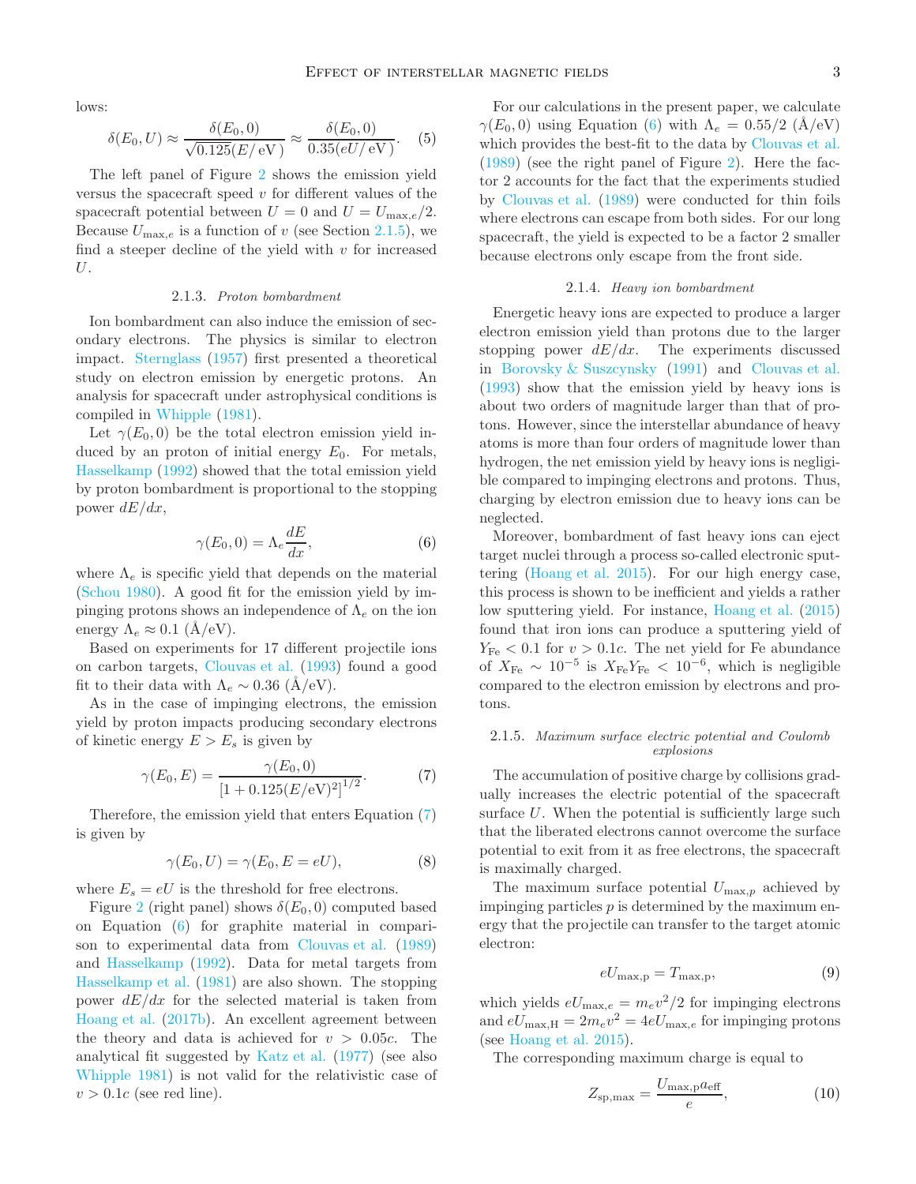lows:

$$\delta(E_0, U) \approx \frac{\delta(E_0, 0)}{\sqrt{0.125}(E/\,\mathrm{eV})} \approx \frac{\delta(E_0, 0)}{0.35(eU/\,\mathrm{eV})}. \quad (5)$$

The left panel of Figure 2 shows the emission yield versus the spacecraft speed $v$ for different values of the spacecraft potential between $U = 0$ and $U = U_{\max,e}/2$. Because $U_{\max,e}$ is a function of $v$ (see Section 2.1.5), we find a steeper decline of the yield with $v$ for increased $U$.

#### 2.1.3. *Proton bombardment*

Ion bombardment can also induce the emission of secondary electrons. The physics is similar to electron impact. Sternglass (1957) first presented a theoretical study on electron emission by energetic protons. An analysis for spacecraft under astrophysical conditions is compiled in Whipple (1981).

Let $\gamma(E_0, 0)$ be the total electron emission yield induced by an proton of initial energy $E_0$. For metals, Hasselkamp (1992) showed that the total emission yield by proton bombardment is proportional to the stopping power $dE/dx$,

$$\gamma(E_0, 0) = \Lambda_e \frac{dE}{dx}, \quad (6)$$

where $\Lambda_e$ is specific yield that depends on the material (Schou 1980). A good fit for the emission yield by impinging protons shows an independence of $\Lambda_e$ on the ion energy $\Lambda_e \approx 0.1$ (Å/eV).

Based on experiments for 17 different projectile ions on carbon targets, Clouvas et al. (1993) found a good fit to their data with $\Lambda_e \sim 0.36$ (Å/eV).

As in the case of impinging electrons, the emission yield by proton impacts producing secondary electrons of kinetic energy $E > E_s$ is given by

$$\gamma(E_0, E) = \frac{\gamma(E_0, 0)}{\left[1 + 0.125(E/\mathrm{eV})^2\right]^{1/2}}. \quad (7)$$

Therefore, the emission yield that enters Equation (7) is given by

$$\gamma(E_0, U) = \gamma(E_0, E = eU), \quad (8)$$

where $E_s = eU$ is the threshold for free electrons.

Figure 2 (right panel) shows $\delta(E_0, 0)$ computed based on Equation (6) for graphite material in comparison to experimental data from Clouvas et al. (1989) and Hasselkamp (1992). Data for metal targets from Hasselkamp et al. (1981) are also shown. The stopping power $dE/dx$ for the selected material is taken from Hoang et al. (2017b). An excellent agreement between the theory and data is achieved for $v > 0.05c$. The analytical fit suggested by Katz et al. (1977) (see also Whipple 1981) is not valid for the relativistic case of $v > 0.1c$ (see red line).

For our calculations in the present paper, we calculate $\gamma(E_0, 0)$ using Equation (6) with $\Lambda_e = 0.55/2$ (Å/eV) which provides the best-fit to the data by Clouvas et al. (1989) (see the right panel of Figure 2). Here the factor 2 accounts for the fact that the experiments studied by Clouvas et al. (1989) were conducted for thin foils where electrons can escape from both sides. For our long spacecraft, the yield is expected to be a factor 2 smaller because electrons only escape from the front side.

#### 2.1.4. *Heavy ion bombardment*

Energetic heavy ions are expected to produce a larger electron emission yield than protons due to the larger stopping power $dE/dx$. The experiments discussed in Borovsky & Suszcynsky (1991) and Clouvas et al. (1993) show that the emission yield by heavy ions is about two orders of magnitude larger than that of protons. However, since the interstellar abundance of heavy atoms is more than four orders of magnitude lower than hydrogen, the net emission yield by heavy ions is negligible compared to impinging electrons and protons. Thus, charging by electron emission due to heavy ions can be neglected.

Moreover, bombardment of fast heavy ions can eject target nuclei through a process so-called electronic sputtering (Hoang et al. 2015). For our high energy case, this process is shown to be inefficient and yields a rather low sputtering yield. For instance, Hoang et al. (2015) found that iron ions can produce a sputtering yield of $Y_{\mathrm{Fe}} < 0.1$ for $v > 0.1c$. The net yield for Fe abundance of $X_{\mathrm{Fe}} \sim 10^{-5}$ is $X_{\mathrm{Fe}} Y_{\mathrm{Fe}} < 10^{-6}$, which is negligible compared to the electron emission by electrons and protons.

#### 2.1.5. *Maximum surface electric potential and Coulomb explosions*

The accumulation of positive charge by collisions gradually increases the electric potential of the spacecraft surface $U$. When the potential is sufficiently large such that the liberated electrons cannot overcome the surface potential to exit from it as free electrons, the spacecraft is maximally charged.

The maximum surface potential $U_{\max,p}$ achieved by impinging particles $p$ is determined by the maximum energy that the projectile can transfer to the target atomic electron:

$$eU_{\max,\mathrm{p}} = T_{\max,\mathrm{p}}, \quad (9)$$

which yields $eU_{\max,e} = m_e v^2/2$ for impinging electrons and $eU_{\max,\mathrm{H}} = 2m_e v^2 = 4eU_{\max,e}$ for impinging protons (see Hoang et al. 2015).

The corresponding maximum charge is equal to

$$Z_{\mathrm{sp,max}} = \frac{U_{\max,\mathrm{p}} a_{\mathrm{eff}}}{e}, \quad (10)$$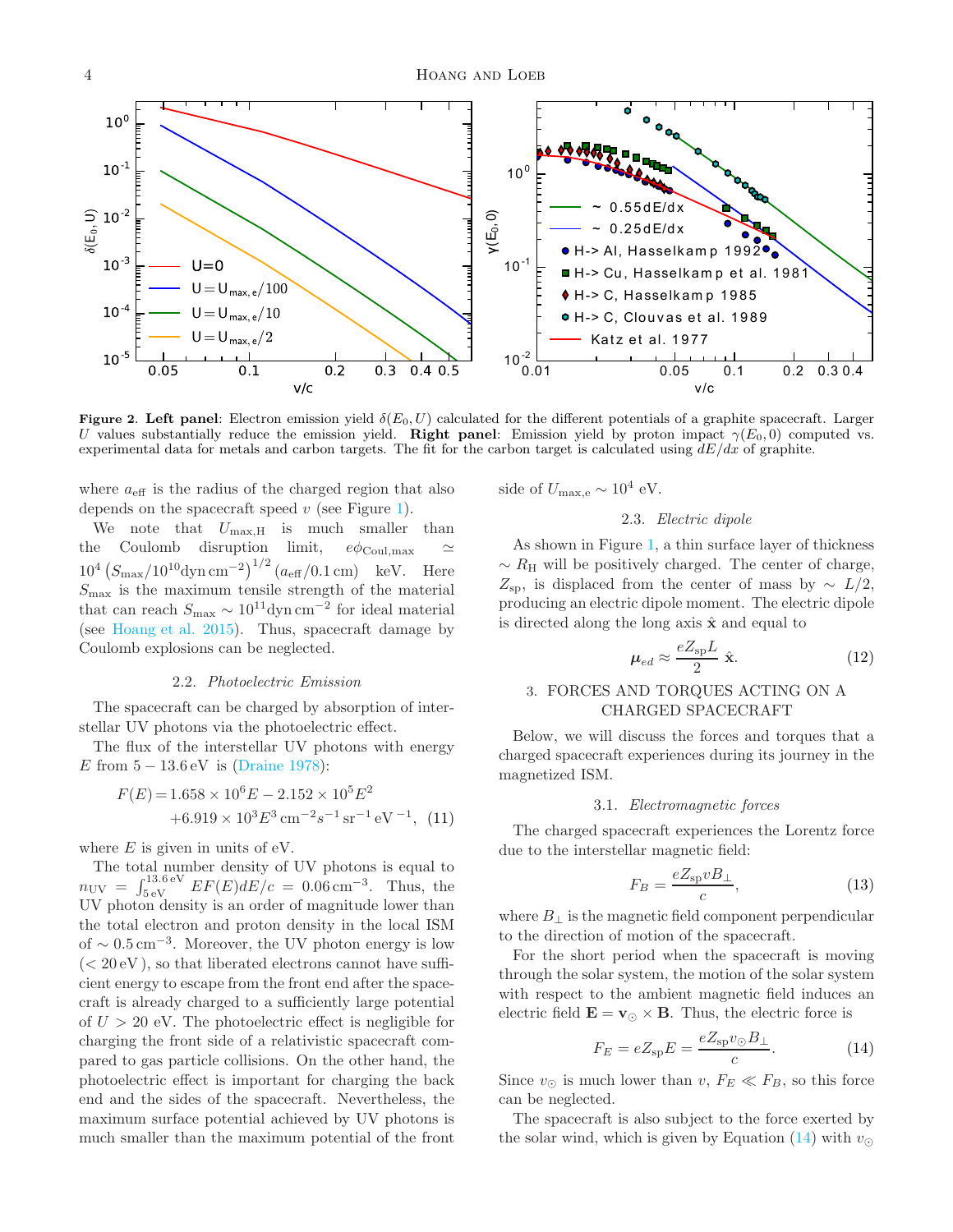**Figure 2.** **Left panel**: Electron emission yield $\delta(E_0, U)$ calculated for the different potentials of a graphite spacecraft. Larger $U$ values substantially reduce the emission yield. **Right panel**: Emission yield by proton impact $\gamma(E_0, 0)$ computed vs. experimental data for metals and carbon targets. The fit for the carbon target is calculated using $dE/dx$ of graphite.

where $a_{\rm eff}$ is the radius of the charged region that also depends on the spacecraft speed $v$ (see Figure 1).

We note that $U_{\rm max,H}$ is much smaller than the Coulomb disruption limit, $e\phi_{\rm Coul,max} \simeq 10^4 \left(S_{\rm max}/10^{10}{\rm dyn\,cm^{-2}}\right)^{1/2}(a_{\rm eff}/0.1\,{\rm cm})$ keV. Here $S_{\rm max}$ is the maximum tensile strength of the material that can reach $S_{\rm max} \sim 10^{11}{\rm dyn\,cm^{-2}}$ for ideal material (see Hoang et al. 2015). Thus, spacecraft damage by Coulomb explosions can be neglected.

### 2.2. *Photoelectric Emission*

The spacecraft can be charged by absorption of interstellar UV photons via the photoelectric effect.

The flux of the interstellar UV photons with energy $E$ from $5 - 13.6\,{\rm eV}$ is (Draine 1978):

$$F(E) = 1.658\times10^6 E - 2.152\times10^5 E^2 + 6.919\times10^3 E^3\,{\rm cm^{-2}s^{-1}\,sr^{-1}\,eV^{-1}}, \quad (11)$$

where $E$ is given in units of eV.

The total number density of UV photons is equal to $n_{\rm UV} = \int_{5\,{\rm eV}}^{13.6\,{\rm eV}} EF(E)dE/c = 0.06\,{\rm cm^{-3}}$. Thus, the UV photon density is an order of magnitude lower than the total electron and proton density in the local ISM of $\sim 0.5\,{\rm cm^{-3}}$. Moreover, the UV photon energy is low ($< 20\,{\rm eV}$), so that liberated electrons cannot have sufficient energy to escape from the front end after the spacecraft is already charged to a sufficiently large potential of $U > 20$ eV. The photoelectric effect is negligible for charging the front side of a relativistic spacecraft compared to gas particle collisions. On the other hand, the photoelectric effect is important for charging the back end and the sides of the spacecraft. Nevertheless, the maximum surface potential achieved by UV photons is much smaller than the maximum potential of the front side of $U_{\rm max,e} \sim 10^4$ eV.

### 2.3. *Electric dipole*

As shown in Figure 1, a thin surface layer of thickness $\sim R_{\rm H}$ will be positively charged. The center of charge, $Z_{\rm sp}$, is displaced from the center of mass by $\sim L/2$, producing an electric dipole moment. The electric dipole is directed along the long axis $\hat{\bf x}$ and equal to

$$\boldsymbol{\mu}_{ed} \approx \frac{eZ_{\rm sp}L}{2}\,\hat{\bf x}. \quad (12)$$

## 3. FORCES AND TORQUES ACTING ON A CHARGED SPACECRAFT

Below, we will discuss the forces and torques that a charged spacecraft experiences during its journey in the magnetized ISM.

### 3.1. *Electromagnetic forces*

The charged spacecraft experiences the Lorentz force due to the interstellar magnetic field:

$$F_B = \frac{eZ_{\rm sp}vB_{\perp}}{c}, \quad (13)$$

where $B_{\perp}$ is the magnetic field component perpendicular to the direction of motion of the spacecraft.

For the short period when the spacecraft is moving through the solar system, the motion of the solar system with respect to the ambient magnetic field induces an electric field ${\bf E} = {\bf v}_{\odot}\times{\bf B}$. Thus, the electric force is

$$F_E = eZ_{\rm sp}E = \frac{eZ_{\rm sp}v_{\odot}B_{\perp}}{c}. \quad (14)$$

Since $v_{\odot}$ is much lower than $v$, $F_E \ll F_B$, so this force can be neglected.

The spacecraft is also subject to the force exerted by the solar wind, which is given by Equation (14) with $v_{\odot}$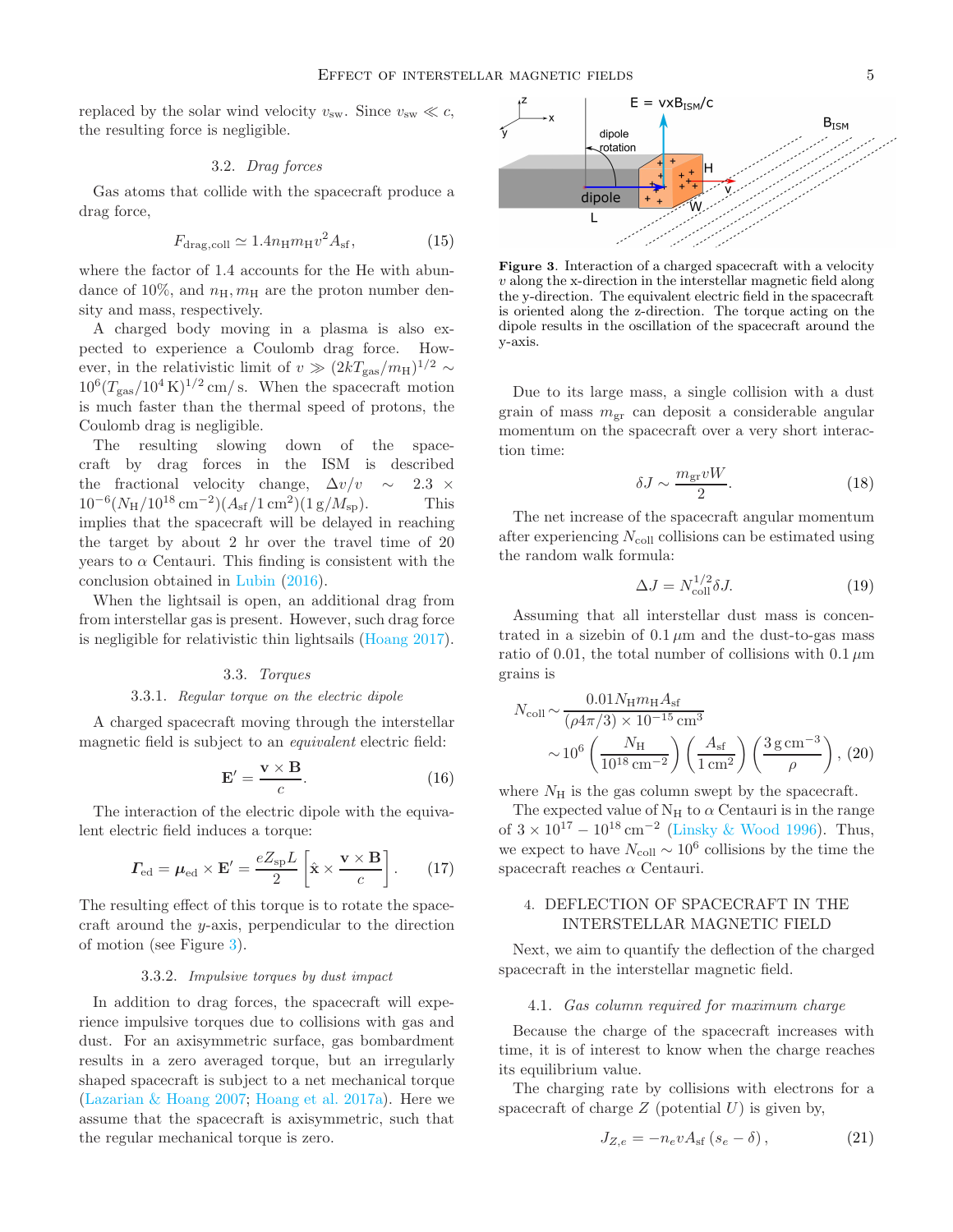replaced by the solar wind velocity $v_{\rm sw}$. Since $v_{\rm sw} \ll c$, the resulting force is negligible.

### 3.2. *Drag forces*

Gas atoms that collide with the spacecraft produce a drag force,

$$F_{\rm drag,coll} \simeq 1.4 n_{\rm H} m_{\rm H} v^2 A_{\rm sf}, \tag{15}$$

where the factor of 1.4 accounts for the He with abundance of 10%, and $n_{\rm H}, m_{\rm H}$ are the proton number density and mass, respectively.

A charged body moving in a plasma is also expected to experience a Coulomb drag force. However, in the relativistic limit of $v \gg (2kT_{\rm gas}/m_{\rm H})^{1/2} \sim 10^6 (T_{\rm gas}/10^4\,{\rm K})^{1/2}\,{\rm cm/s}$. When the spacecraft motion is much faster than the thermal speed of protons, the Coulomb drag is negligible.

The resulting slowing down of the spacecraft by drag forces in the ISM is described the fractional velocity change, $\Delta v/v \sim 2.3 \times 10^{-6}(N_{\rm H}/10^{18}\,{\rm cm}^{-2})(A_{\rm sf}/1\,{\rm cm}^2)(1\,{\rm g}/M_{\rm sp})$. This implies that the spacecraft will be delayed in reaching the target by about 2 hr over the travel time of 20 years to $\alpha$ Centauri. This finding is consistent with the conclusion obtained in Lubin (2016).

When the lightsail is open, an additional drag from from interstellar gas is present. However, such drag force is negligible for relativistic thin lightsails (Hoang 2017).

### 3.3. *Torques*

#### 3.3.1. *Regular torque on the electric dipole*

A charged spacecraft moving through the interstellar magnetic field is subject to an *equivalent* electric field:

$$\mathbf{E}' = \frac{\mathbf{v} \times \mathbf{B}}{c}. \tag{16}$$

The interaction of the electric dipole with the equivalent electric field induces a torque:

$$\boldsymbol{\Gamma}_{\rm ed} = \boldsymbol{\mu}_{\rm ed} \times \mathbf{E}' = \frac{eZ_{\rm sp}L}{2}\left[\hat{\mathbf{x}} \times \frac{\mathbf{v} \times \mathbf{B}}{c}\right]. \tag{17}$$

The resulting effect of this torque is to rotate the spacecraft around the $y$-axis, perpendicular to the direction of motion (see Figure 3).

#### 3.3.2. *Impulsive torques by dust impact*

In addition to drag forces, the spacecraft will experience impulsive torques due to collisions with gas and dust. For an axisymmetric surface, gas bombardment results in a zero averaged torque, but an irregularly shaped spacecraft is subject to a net mechanical torque (Lazarian & Hoang 2007; Hoang et al. 2017a). Here we assume that the spacecraft is axisymmetric, such that the regular mechanical torque is zero.

**Figure 3**. Interaction of a charged spacecraft with a velocity $v$ along the x-direction in the interstellar magnetic field along the y-direction. The equivalent electric field in the spacecraft is oriented along the z-direction. The torque acting on the dipole results in the oscillation of the spacecraft around the y-axis.

Due to its large mass, a single collision with a dust grain of mass $m_{\rm gr}$ can deposit a considerable angular momentum on the spacecraft over a very short interaction time:

$$\delta J \sim \frac{m_{\rm gr} v W}{2}. \tag{18}$$

The net increase of the spacecraft angular momentum after experiencing $N_{\rm coll}$ collisions can be estimated using the random walk formula:

$$\Delta J = N_{\rm coll}^{1/2} \delta J. \tag{19}$$

Assuming that all interstellar dust mass is concentrated in a sizebin of $0.1\,\mu$m and the dust-to-gas mass ratio of 0.01, the total number of collisions with $0.1\,\mu$m grains is

$$N_{\rm coll} \sim \frac{0.01 N_{\rm H} m_{\rm H} A_{\rm sf}}{(\rho 4\pi/3) \times 10^{-15}\,{\rm cm}^3} \sim 10^6 \left(\frac{N_{\rm H}}{10^{18}\,{\rm cm}^{-2}}\right)\left(\frac{A_{\rm sf}}{1\,{\rm cm}^2}\right)\left(\frac{3\,{\rm g\,cm}^{-3}}{\rho}\right), \tag{20}$$

where $N_{\rm H}$ is the gas column swept by the spacecraft.

The expected value of $N_{\rm H}$ to $\alpha$ Centauri is in the range of $3 \times 10^{17} - 10^{18}\,{\rm cm}^{-2}$ (Linsky & Wood 1996). Thus, we expect to have $N_{\rm coll} \sim 10^6$ collisions by the time the spacecraft reaches $\alpha$ Centauri.

## 4. DEFLECTION OF SPACECRAFT IN THE INTERSTELLAR MAGNETIC FIELD

Next, we aim to quantify the deflection of the charged spacecraft in the interstellar magnetic field.

### 4.1. *Gas column required for maximum charge*

Because the charge of the spacecraft increases with time, it is of interest to know when the charge reaches its equilibrium value.

The charging rate by collisions with electrons for a spacecraft of charge $Z$ (potential $U$) is given by,

$$J_{Z,e} = -n_e v A_{\rm sf}(s_e - \delta), \tag{21}$$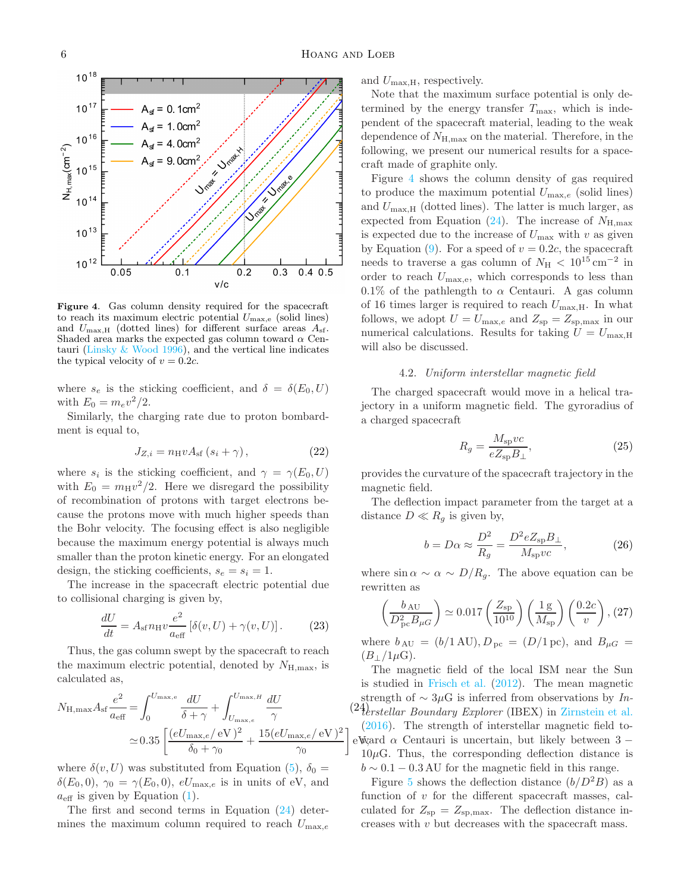**Figure 4.** Gas column density required for the spacecraft to reach its maximum electric potential $U_{\rm max,e}$ (solid lines) and $U_{\rm max,H}$ (dotted lines) for different surface areas $A_{\rm sf}$. Shaded area marks the expected gas column toward $\alpha$ Centauri (Linsky & Wood 1996), and the vertical line indicates the typical velocity of $v = 0.2c$.

where $s_e$ is the sticking coefficient, and $\delta = \delta(E_0, U)$ with $E_0 = m_e v^2/2$.

Similarly, the charging rate due to proton bombardment is equal to,

$$J_{Z,i} = n_{\rm H} v A_{\rm sf} \left(s_i + \gamma\right), \tag{22}$$

where $s_i$ is the sticking coefficient, and $\gamma = \gamma(E_0, U)$ with $E_0 = m_{\rm H} v^2/2$. Here we disregard the possibility of recombination of protons with target electrons because the protons move with much higher speeds than the Bohr velocity. The focusing effect is also negligible because the maximum energy potential is always much smaller than the proton kinetic energy. For an elongated design, the sticking coefficients, $s_e = s_i = 1$.

The increase in the spacecraft electric potential due to collisional charging is given by,

$$\frac{dU}{dt} = A_{\rm sf} n_{\rm H} v \frac{e^2}{a_{\rm eff}} \left[\delta(v, U) + \gamma(v, U)\right]. \tag{23}$$

Thus, the gas column swept by the spacecraft to reach the maximum electric potential, denoted by $N_{\rm H,max}$, is calculated as,

$$\begin{aligned} N_{\rm H,max} A_{\rm sf} \frac{e^2}{a_{\rm eff}} &= \int_0^{U_{\rm max,e}} \frac{dU}{\delta + \gamma} + \int_{U_{\rm max,e}}^{U_{\rm max,H}} \frac{dU}{\gamma} \\ &\simeq 0.35 \left[\frac{(eU_{\rm max,e}/\,{\rm eV})^2}{\delta_0 + \gamma_0} + \frac{15(eU_{\rm max,e}/\,{\rm eV})^2}{\gamma_0}\right] {\rm eV}, \end{aligned} \tag{24}$$

where $\delta(v, U)$ was substituted from Equation (5), $\delta_0 = \delta(E_0, 0)$, $\gamma_0 = \gamma(E_0, 0)$, $eU_{\rm max,e}$ is in units of eV, and $a_{\rm eff}$ is given by Equation (1).

The first and second terms in Equation (24) determines the maximum column required to reach $U_{\rm max,e}$ and $U_{\rm max,H}$, respectively.

Note that the maximum surface potential is only determined by the energy transfer $T_{\rm max}$, which is independent of the spacecraft material, leading to the weak dependence of $N_{\rm H,max}$ on the material. Therefore, in the following, we present our numerical results for a spacecraft made of graphite only.

Figure 4 shows the column density of gas required to produce the maximum potential $U_{\rm max,e}$ (solid lines) and $U_{\rm max,H}$ (dotted lines). The latter is much larger, as expected from Equation (24). The increase of $N_{\rm H,max}$ is expected due to the increase of $U_{\rm max}$ with $v$ as given by Equation (9). For a speed of $v = 0.2c$, the spacecraft needs to traverse a gas column of $N_{\rm H} < 10^{15}\,{\rm cm}^{-2}$ in order to reach $U_{\rm max,e}$, which corresponds to less than 0.1% of the pathlength to $\alpha$ Centauri. A gas column of 16 times larger is required to reach $U_{\rm max,H}$. In what follows, we adopt $U = U_{\rm max,e}$ and $Z_{\rm sp} = Z_{\rm sp,max}$ in our numerical calculations. Results for taking $U = U_{\rm max,H}$ will also be discussed.

### 4.2. *Uniform interstellar magnetic field*

The charged spacecraft would move in a helical trajectory in a uniform magnetic field. The gyroradius of a charged spacecraft

$$R_g = \frac{M_{\rm sp} v c}{e Z_{\rm sp} B_\perp}, \tag{25}$$

provides the curvature of the spacecraft trajectory in the magnetic field.

The deflection impact parameter from the target at a distance $D \ll R_g$ is given by,

$$b = D\alpha \approx \frac{D^2}{R_g} = \frac{D^2 e Z_{\rm sp} B_\perp}{M_{\rm sp} v c}, \tag{26}$$

where $\sin\alpha \sim \alpha \sim D/R_g$. The above equation can be rewritten as

$$\left(\frac{b_{\rm AU}}{D_{\rm pc}^2 B_{\mu G}}\right) \simeq 0.017 \left(\frac{Z_{\rm sp}}{10^{10}}\right) \left(\frac{1\,{\rm g}}{M_{\rm sp}}\right) \left(\frac{0.2c}{v}\right), \tag{27}$$

where $b_{\rm AU} = (b/1\,{\rm AU}), D_{\rm pc} = (D/1\,{\rm pc})$, and $B_{\mu G} = (B_\perp/1\mu{\rm G})$.

The magnetic field of the local ISM near the Sun is studied in Frisch et al. (2012). The mean magnetic strength of $\sim 3\mu$G is inferred from observations by *Interstellar Boundary Explorer* (IBEX) in Zirnstein et al. (2016). The strength of interstellar magnetic field toward $\alpha$ Centauri is uncertain, but likely between $3 - 10\mu$G. Thus, the corresponding deflection distance is $b \sim 0.1 - 0.3$ AU for the magnetic field in this range.

Figure 5 shows the deflection distance ($b/D^2B$) as a function of $v$ for the different spacecraft masses, calculated for $Z_{\rm sp} = Z_{\rm sp,max}$. The deflection distance increases with $v$ but decreases with the spacecraft mass.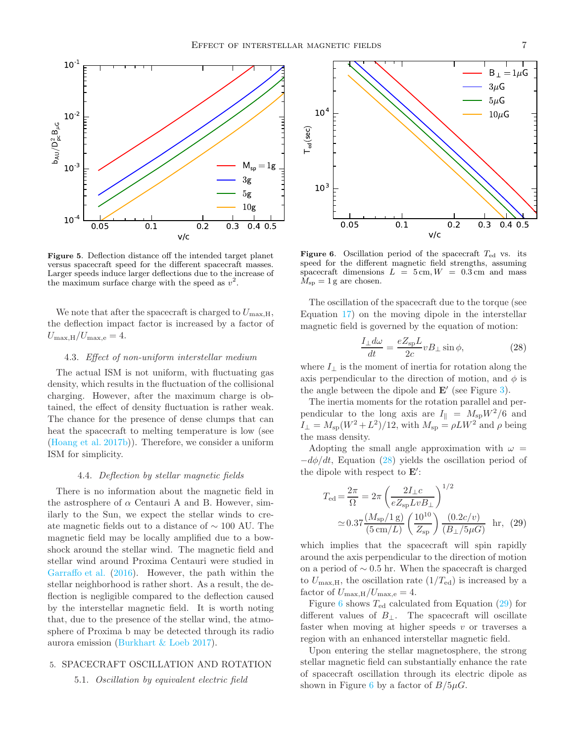**Figure 5**. Deflection distance off the intended target planet versus spacecraft speed for the different spacecraft masses. Larger speeds induce larger deflections due to the increase of the maximum surface charge with the speed as $v^2$.

**Figure 6**. Oscillation period of the spacecraft $T_{\rm ed}$ vs. its speed for the different magnetic field strengths, assuming spacecraft dimensions $L = 5\,{\rm cm}, W = 0.3\,{\rm cm}$ and mass $M_{\rm sp} = 1\,{\rm g}$ are chosen.

We note that after the spacecraft is charged to $U_{\rm max,H}$, the deflection impact factor is increased by a factor of $U_{\rm max,H}/U_{\rm max,e} = 4$.

### 4.3. *Effect of non-uniform interstellar medium*

The actual ISM is not uniform, with fluctuating gas density, which results in the fluctuation of the collisional charging. However, after the maximum charge is obtained, the effect of density fluctuation is rather weak. The chance for the presence of dense clumps that can heat the spacecraft to melting temperature is low (see (Hoang et al. 2017b)). Therefore, we consider a uniform ISM for simplicity.

### 4.4. *Deflection by stellar magnetic fields*

There is no information about the magnetic field in the astrosphere of $\alpha$ Centauri A and B. However, similarly to the Sun, we expect the stellar winds to create magnetic fields out to a distance of $\sim 100$ AU. The magnetic field may be locally amplified due to a bowshock around the stellar wind. The magnetic field and stellar wind around Proxima Centauri were studied in Garraffo et al. (2016). However, the path within the stellar neighborhood is rather short. As a result, the deflection is negligible compared to the deflection caused by the interstellar magnetic field. It is worth noting that, due to the presence of the stellar wind, the atmosphere of Proxima b may be detected through its radio aurora emission (Burkhart & Loeb 2017).

## 5. SPACECRAFT OSCILLATION AND ROTATION

### 5.1. *Oscillation by equivalent electric field*

The oscillation of the spacecraft due to the torque (see Equation 17) on the moving dipole in the interstellar magnetic field is governed by the equation of motion:

$$\frac{I_{\perp}d\omega}{dt} = \frac{eZ_{\rm sp}L}{2c}vB_{\perp}\sin\phi, \tag{28}$$

where $I_{\perp}$ is the moment of inertia for rotation along the axis perpendicular to the direction of motion, and $\phi$ is the angle between the dipole and $\mathbf{E}'$ (see Figure 3).

The inertia moments for the rotation parallel and perpendicular to the long axis are $I_{\parallel} = M_{\rm sp}W^2/6$ and $I_{\perp} = M_{\rm sp}(W^2+L^2)/12$, with $M_{\rm sp} = \rho LW^2$ and $\rho$ being the mass density.

Adopting the small angle approximation with $\omega = -d\phi/dt$, Equation (28) yields the oscillation period of the dipole with respect to $\mathbf{E}'$:

$$T_{\rm ed} = \frac{2\pi}{\Omega} = 2\pi\left(\frac{2I_{\perp}c}{eZ_{\rm sp}LvB_{\perp}}\right)^{1/2}$$
$$\simeq 0.37\frac{(M_{\rm sp}/1\,{\rm g})}{(5\,{\rm cm}/L)}\left(\frac{10^{10}}{Z_{\rm sp}}\right)\frac{(0.2c/v)}{(B_{\perp}/5\mu G)}~~{\rm hr}, \tag{29}$$

which implies that the spacecraft will spin rapidly around the axis perpendicular to the direction of motion on a period of $\sim 0.5$ hr. When the spacecraft is charged to $U_{\rm max,H}$, the oscillation rate ($1/T_{\rm ed}$) is increased by a factor of $U_{\rm max,H}/U_{\rm max,e} = 4$.

Figure 6 shows $T_{\rm ed}$ calculated from Equation (29) for different values of $B_{\perp}$. The spacecraft will oscillate faster when moving at higher speeds $v$ or traverses a region with an enhanced interstellar magnetic field.

Upon entering the stellar magnetosphere, the strong stellar magnetic field can substantially enhance the rate of spacecraft oscillation through its electric dipole as shown in Figure 6 by a factor of $B/5\mu G$.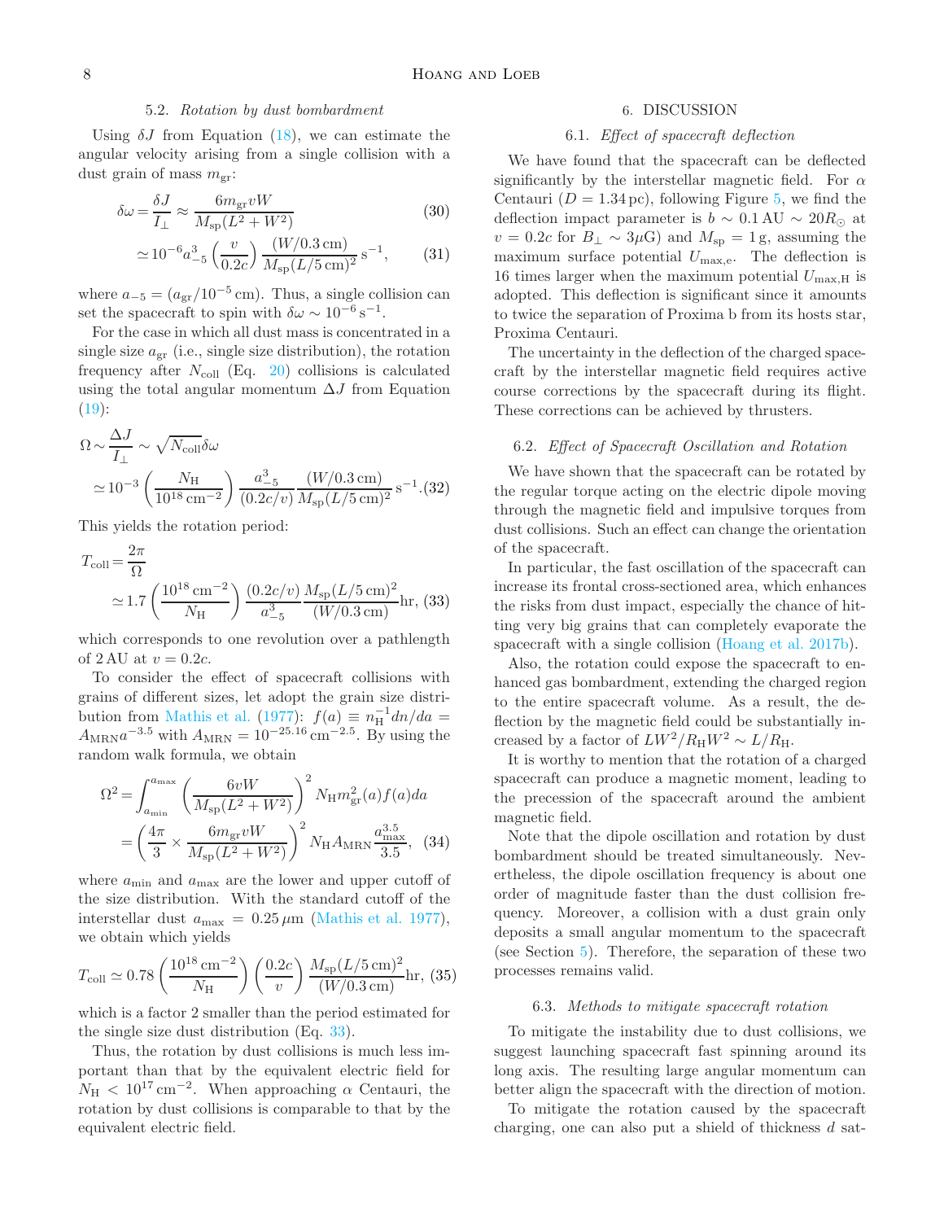### 5.2. *Rotation by dust bombardment*

Using $\delta J$ from Equation (18), we can estimate the angular velocity arising from a single collision with a dust grain of mass $m_{\rm gr}$:

$$\delta\omega = \frac{\delta J}{I_{\perp}} \approx \frac{6m_{\rm gr}vW}{M_{\rm sp}(L^2+W^2)} \quad (30)$$

$$\simeq 10^{-6}a_{-5}^{3}\left(\frac{v}{0.2c}\right)\frac{(W/0.3\,{\rm cm})}{M_{\rm sp}(L/5\,{\rm cm})^2}\,{\rm s}^{-1}, \quad (31)$$

where $a_{-5} = (a_{\rm gr}/10^{-5}\,{\rm cm})$. Thus, a single collision can set the spacecraft to spin with $\delta\omega \sim 10^{-6}\,{\rm s}^{-1}$.

For the case in which all dust mass is concentrated in a single size $a_{\rm gr}$ (i.e., single size distribution), the rotation frequency after $N_{\rm coll}$ (Eq. 20) collisions is calculated using the total angular momentum $\Delta J$ from Equation (19):

$$\Omega \sim \frac{\Delta J}{I_{\perp}} \sim \sqrt{N_{\rm coll}}\delta\omega$$
$$\simeq 10^{-3}\left(\frac{N_{\rm H}}{10^{18}\,{\rm cm}^{-2}}\right)\frac{a_{-5}^{3}}{(0.2c/v)}\frac{(W/0.3\,{\rm cm})}{M_{\rm sp}(L/5\,{\rm cm})^2}\,{\rm s}^{-1}. \quad (32)$$

This yields the rotation period:

$$T_{\rm coll} = \frac{2\pi}{\Omega}$$
$$\simeq 1.7\left(\frac{10^{18}\,{\rm cm}^{-2}}{N_{\rm H}}\right)\frac{(0.2c/v)}{a_{-5}^{3}}\frac{M_{\rm sp}(L/5\,{\rm cm})^2}{(W/0.3\,{\rm cm})}{\rm hr}, \quad (33)$$

which corresponds to one revolution over a pathlength of 2 AU at $v = 0.2c$.

To consider the effect of spacecraft collisions with grains of different sizes, let adopt the grain size distribution from Mathis et al. (1977): $f(a) \equiv n_{\rm H}^{-1}dn/da = A_{\rm MRN}a^{-3.5}$ with $A_{\rm MRN} = 10^{-25.16}\,{\rm cm}^{-2.5}$. By using the random walk formula, we obtain

$$\Omega^2 = \int_{a_{\rm min}}^{a_{\rm max}}\left(\frac{6vW}{M_{\rm sp}(L^2+W^2)}\right)^2 N_{\rm H}m_{\rm gr}^2(a)f(a)da$$
$$= \left(\frac{4\pi}{3}\times\frac{6m_{\rm gr}vW}{M_{\rm sp}(L^2+W^2)}\right)^2 N_{\rm H}A_{\rm MRN}\frac{a_{\rm max}^{3.5}}{3.5}, \quad (34)$$

where $a_{\rm min}$ and $a_{\rm max}$ are the lower and upper cutoff of the size distribution. With the standard cutoff of the interstellar dust $a_{\rm max} = 0.25\,\mu{\rm m}$ (Mathis et al. 1977), we obtain which yields

$$T_{\rm coll} \simeq 0.78\left(\frac{10^{18}\,{\rm cm}^{-2}}{N_{\rm H}}\right)\left(\frac{0.2c}{v}\right)\frac{M_{\rm sp}(L/5\,{\rm cm})^2}{(W/0.3\,{\rm cm})}{\rm hr}, \quad (35)$$

which is a factor 2 smaller than the period estimated for the single size dust distribution (Eq. 33).

Thus, the rotation by dust collisions is much less important than that by the equivalent electric field for $N_{\rm H} < 10^{17}\,{\rm cm}^{-2}$. When approaching $\alpha$ Centauri, the rotation by dust collisions is comparable to that by the equivalent electric field.

## 6. DISCUSSION

### 6.1. *Effect of spacecraft deflection*

We have found that the spacecraft can be deflected significantly by the interstellar magnetic field. For $\alpha$ Centauri ($D = 1.34\,{\rm pc}$), following Figure 5, we find the deflection impact parameter is $b \sim 0.1\,{\rm AU} \sim 20R_{\odot}$ at $v = 0.2c$ for $B_{\perp} \sim 3\mu{\rm G}$) and $M_{\rm sp} = 1\,{\rm g}$, assuming the maximum surface potential $U_{\rm max,e}$. The deflection is 16 times larger when the maximum potential $U_{\rm max,H}$ is adopted. This deflection is significant since it amounts to twice the separation of Proxima b from its hosts star, Proxima Centauri.

The uncertainty in the deflection of the charged spacecraft by the interstellar magnetic field requires active course corrections by the spacecraft during its flight. These corrections can be achieved by thrusters.

### 6.2. *Effect of Spacecraft Oscillation and Rotation*

We have shown that the spacecraft can be rotated by the regular torque acting on the electric dipole moving through the magnetic field and impulsive torques from dust collisions. Such an effect can change the orientation of the spacecraft.

In particular, the fast oscillation of the spacecraft can increase its frontal cross-sectioned area, which enhances the risks from dust impact, especially the chance of hitting very big grains that can completely evaporate the spacecraft with a single collision (Hoang et al. 2017b).

Also, the rotation could expose the spacecraft to enhanced gas bombardment, extending the charged region to the entire spacecraft volume. As a result, the deflection by the magnetic field could be substantially increased by a factor of $LW^2/R_{\rm H}W^2 \sim L/R_{\rm H}$.

It is worthy to mention that the rotation of a charged spacecraft can produce a magnetic moment, leading to the precession of the spacecraft around the ambient magnetic field.

Note that the dipole oscillation and rotation by dust bombardment should be treated simultaneously. Nevertheless, the dipole oscillation frequency is about one order of magnitude faster than the dust collision frequency. Moreover, a collision with a dust grain only deposits a small angular momentum to the spacecraft (see Section 5). Therefore, the separation of these two processes remains valid.

### 6.3. *Methods to mitigate spacecraft rotation*

To mitigate the instability due to dust collisions, we suggest launching spacecraft fast spinning around its long axis. The resulting large angular momentum can better align the spacecraft with the direction of motion.

To mitigate the rotation caused by the spacecraft charging, one can also put a shield of thickness $d$ sat-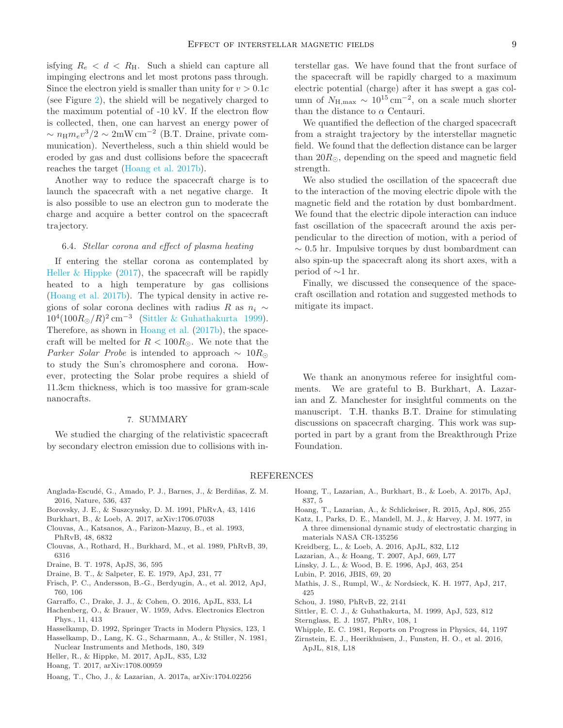isfying $R_e < d < R_{\rm H}$. Such a shield can capture all impinging electrons and let most protons pass through. Since the electron yield is smaller than unity for $v > 0.1c$ (see Figure 2), the shield will be negatively charged to the maximum potential of -10 kV. If the electron flow is collected, then, one can harvest an energy power of $\sim n_{\rm H} m_e v^3/2 \sim 2{\rm mW\,cm^{-2}}$ (B.T. Draine, private communication). Nevertheless, such a thin shield would be eroded by gas and dust collisions before the spacecraft reaches the target (Hoang et al. 2017b).

Another way to reduce the spacecraft charge is to launch the spacecraft with a net negative charge. It is also possible to use an electron gun to moderate the charge and acquire a better control on the spacecraft trajectory.

### 6.4. *Stellar corona and effect of plasma heating*

If entering the stellar corona as contemplated by Heller & Hippke (2017), the spacecraft will be rapidly heated to a high temperature by gas collisions (Hoang et al. 2017b). The typical density in active regions of solar corona declines with radius $R$ as $n_i \sim 10^4 (100 R_{\odot}/R)^2\,{\rm cm^{-3}}$ (Sittler & Guhathakurta 1999). Therefore, as shown in Hoang et al. (2017b), the spacecraft will be melted for $R < 100 R_{\odot}$. We note that the *Parker Solar Probe* is intended to approach $\sim 10 R_{\odot}$ to study the Sun's chromosphere and corona. However, protecting the Solar probe requires a shield of 11.3cm thickness, which is too massive for gram-scale nanocrafts.

## 7. SUMMARY

We studied the charging of the relativistic spacecraft by secondary electron emission due to collisions with interstellar gas. We have found that the front surface of the spacecraft will be rapidly charged to a maximum electric potential (charge) after it has swept a gas column of $N_{\rm H,max} \sim 10^{15}\,{\rm cm^{-2}}$, on a scale much shorter than the distance to $\alpha$ Centauri.

We quantified the deflection of the charged spacecraft from a straight trajectory by the interstellar magnetic field. We found that the deflection distance can be larger than $20 R_{\odot}$, depending on the speed and magnetic field strength.

We also studied the oscillation of the spacecraft due to the interaction of the moving electric dipole with the magnetic field and the rotation by dust bombardment. We found that the electric dipole interaction can induce fast oscillation of the spacecraft around the axis perpendicular to the direction of motion, with a period of $\sim 0.5$ hr. Impulsive torques by dust bombardment can also spin-up the spacecraft along its short axes, with a period of $\sim$1 hr.

Finally, we discussed the consequence of the spacecraft oscillation and rotation and suggested methods to mitigate its impact.

We thank an anonymous referee for insightful comments. We are grateful to B. Burkhart, A. Lazarian and Z. Manchester for insightful comments on the manuscript. T.H. thanks B.T. Draine for stimulating discussions on spacecraft charging. This work was supported in part by a grant from the Breakthrough Prize Foundation.

## REFERENCES

Anglada-Escudé, G., Amado, P. J., Barnes, J., & Berdiñas, Z. M. 2016, Nature, 536, 437

Borovsky, J. E., & Suszcynsky, D. M. 1991, PhRvA, 43, 1416

Burkhart, B., & Loeb, A. 2017, arXiv:1706.07038

Clouvas, A., Katsanos, A., Farizon-Mazuy, B., et al. 1993, PhRvB, 48, 6832

Clouvas, A., Rothard, H., Burkhard, M., et al. 1989, PhRvB, 39, 6316

Draine, B. T. 1978, ApJS, 36, 595

Draine, B. T., & Salpeter, E. E. 1979, ApJ, 231, 77

Frisch, P. C., Andersson, B.-G., Berdyugin, A., et al. 2012, ApJ, 760, 106

Garraffo, C., Drake, J. J., & Cohen, O. 2016, ApJL, 833, L4

Hachenberg, O., & Brauer, W. 1959, Advs. Electronics Electron Phys., 11, 413

Hasselkamp, D. 1992, Springer Tracts in Modern Physics, 123, 1

Hasselkamp, D., Lang, K. G., Scharmann, A., & Stiller, N. 1981, Nuclear Instruments and Methods, 180, 349

Heller, R., & Hippke, M. 2017, ApJL, 835, L32

Hoang, T. 2017, arXiv:1708.00959

Hoang, T., Cho, J., & Lazarian, A. 2017a, arXiv:1704.02256

Hoang, T., Lazarian, A., Burkhart, B., & Loeb, A. 2017b, ApJ, 837, 5

Hoang, T., Lazarian, A., & Schlickeiser, R. 2015, ApJ, 806, 255

Katz, I., Parks, D. E., Mandell, M. J., & Harvey, J. M. 1977, in A three dimensional dynamic study of electrostatic charging in materials NASA CR-135256

Kreidberg, L., & Loeb, A. 2016, ApJL, 832, L12

Lazarian, A., & Hoang, T. 2007, ApJ, 669, L77

Linsky, J. L., & Wood, B. E. 1996, ApJ, 463, 254

Lubin, P. 2016, JBIS, 69, 20

Mathis, J. S., Rumpl, W., & Nordsieck, K. H. 1977, ApJ, 217, 425

Schou, J. 1980, PhRvB, 22, 2141

Sittler, E. C. J., & Guhathakurta, M. 1999, ApJ, 523, 812

Sternglass, E. J. 1957, PhRv, 108, 1

Whipple, E. C. 1981, Reports on Progress in Physics, 44, 1197

Zirnstein, E. J., Heerikhuisen, J., Funsten, H. O., et al. 2016, ApJL, 818, L18